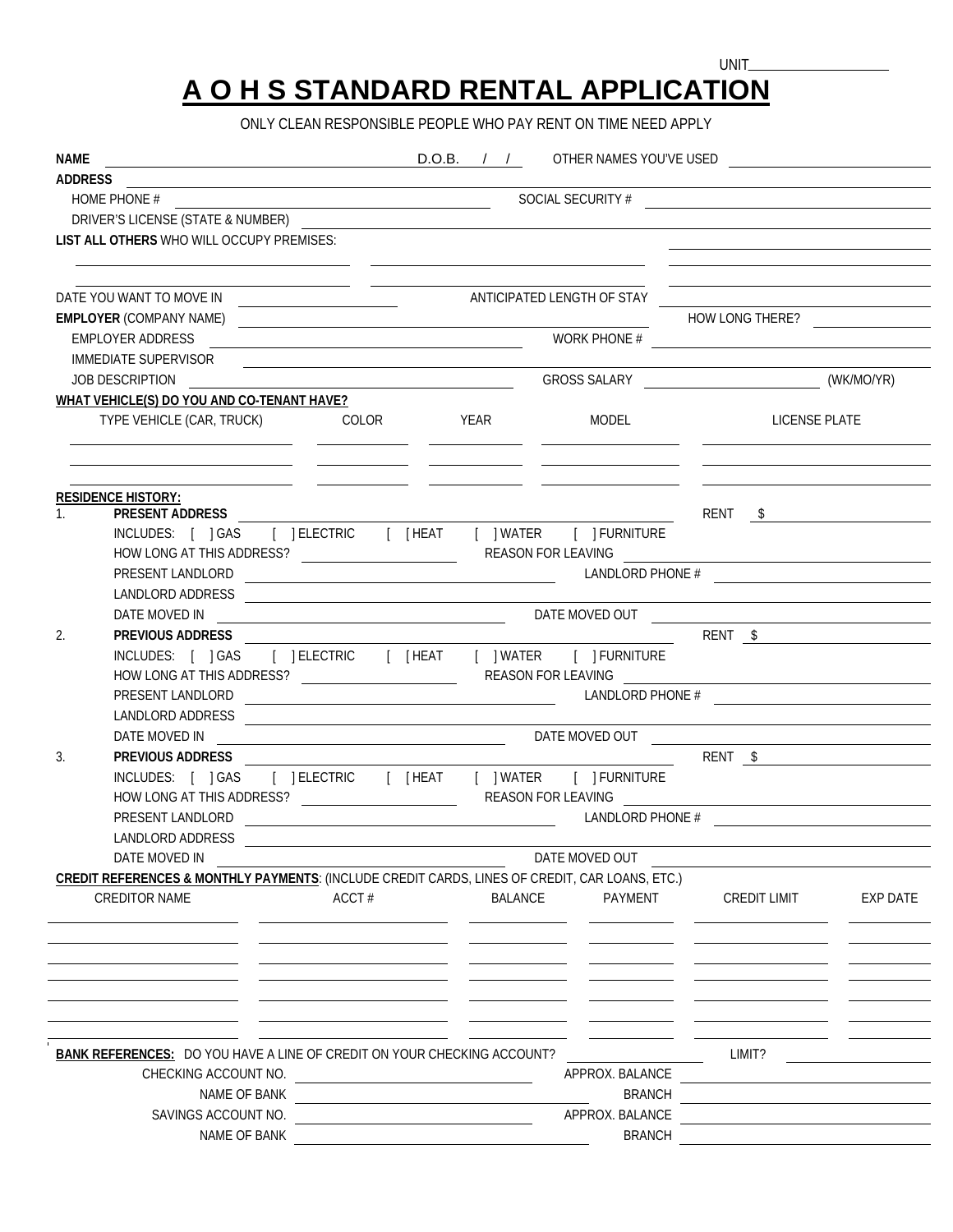UNIT___________________

# A O H S STANDARD RENTAL APPLICATION

ONLY CLEAN RESPONSIBLE PEOPLE WHO PAY RENT ON TIME NEED APPLY

**NAME** ________________________ D.O.B. / / OTHER NAMES YOU'VE USED ________________________

**ADDRESS** ________________________

HOME PHONE # ________________________ SOCIAL SECURITY # ________________________

DRIVER'S LICENSE (STATE & NUMBER) ________________________

**LIST ALL OTHERS** WHO WILL OCCUPY PREMISES: ________________________

________________________ ________________________ ________________________

________________________ ________________________ ________________________

DATE YOU WANT TO MOVE IN ________________ ANTICIPATED LENGTH OF STAY ________________________

**EMPLOYER** (COMPANY NAME) ________________________ HOW LONG THERE? ______________

EMPLOYER ADDRESS ________________________ WORK PHONE # ________________________

IMMEDIATE SUPERVISOR ________________________

JOB DESCRIPTION ________________________ GROSS SALARY ________________ (WK/MO/YR)

**WHAT VEHICLE(S) DO YOU AND CO-TENANT HAVE?**

| TYPE VEHICLE (CAR, TRUCK) | COLOR | YEAR | MODEL | LICENSE PLATE |
| --- | --- | --- | --- | --- |
| | | | | |
| | | | | |
| | | | | |

**RESIDENCE HISTORY:**

1. **PRESENT ADDRESS** ________________________ RENT $ ______________

   INCLUDES: [ ] GAS [ ] ELECTRIC [ [HEAT [ ] WATER [ ] FURNITURE

   HOW LONG AT THIS ADDRESS? ______________ REASON FOR LEAVING ________________________

   PRESENT LANDLORD ________________________ LANDLORD PHONE # ________________________

   LANDLORD ADDRESS ________________________

   DATE MOVED IN ________________________ DATE MOVED OUT ________________________

2. **PREVIOUS ADDRESS** ________________________ RENT $ ______________

   INCLUDES: [ ] GAS [ ] ELECTRIC [ [HEAT [ ] WATER [ ] FURNITURE

   HOW LONG AT THIS ADDRESS? ______________ REASON FOR LEAVING ________________________

   PRESENT LANDLORD ________________________ LANDLORD PHONE # ________________________

   LANDLORD ADDRESS ________________________

   DATE MOVED IN ________________________ DATE MOVED OUT ________________________

3. **PREVIOUS ADDRESS** ________________________ RENT $ ______________

   INCLUDES: [ ] GAS [ ] ELECTRIC [ [HEAT [ ] WATER [ ] FURNITURE

   HOW LONG AT THIS ADDRESS? ______________ REASON FOR LEAVING ________________________

   PRESENT LANDLORD ________________________ LANDLORD PHONE # ________________________

   LANDLORD ADDRESS ________________________

   DATE MOVED IN ________________________ DATE MOVED OUT ________________________

**CREDIT REFERENCES & MONTHLY PAYMENTS**: (INCLUDE CREDIT CARDS, LINES OF CREDIT, CAR LOANS, ETC.)

| CREDITOR NAME | ACCT # | BALANCE | PAYMENT | CREDIT LIMIT | EXP DATE |
| --- | --- | --- | --- | --- | --- |
| | | | | | |
| | | | | | |
| | | | | | |
| | | | | | |
| | | | | | |
| | | | | | |
| | | | | | |

**BANK REFERENCES:** DO YOU HAVE A LINE OF CREDIT ON YOUR CHECKING ACCOUNT? ______________ LIMIT? ______________

CHECKING ACCOUNT NO. ________________________ APPROX. BALANCE ________________________

NAME OF BANK ________________________ BRANCH ________________________

SAVINGS ACCOUNT NO. ________________________ APPROX. BALANCE ________________________

NAME OF BANK ________________________ BRANCH ________________________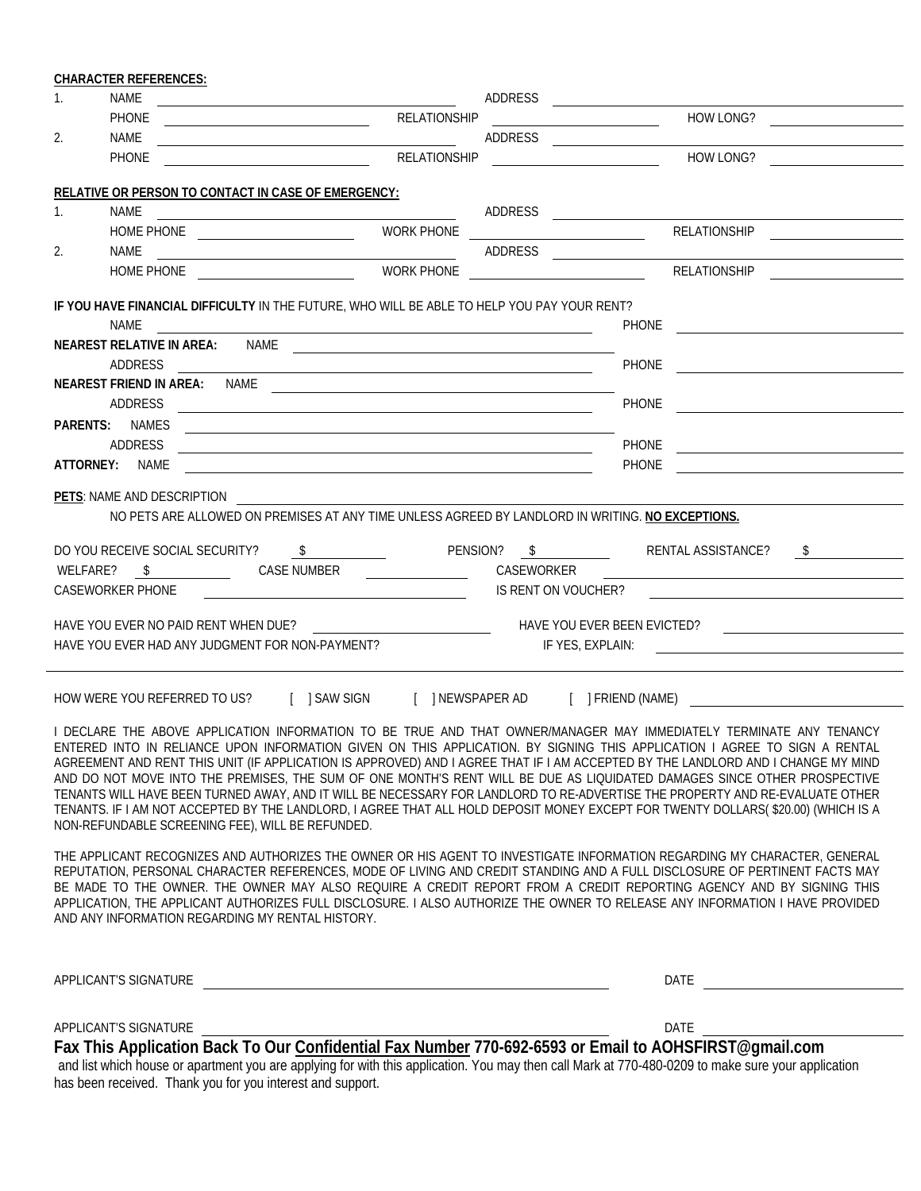**CHARACTER REFERENCES:**

1. NAME ______________________ ADDRESS ______________________
   PHONE ______________ RELATIONSHIP ______________ HOW LONG? __________
2. NAME ______________________ ADDRESS ______________________
   PHONE ______________ RELATIONSHIP ______________ HOW LONG? __________

**RELATIVE OR PERSON TO CONTACT IN CASE OF EMERGENCY:**

1. NAME ______________________ ADDRESS ______________________
   HOME PHONE ______________ WORK PHONE ______________ RELATIONSHIP __________
2. NAME ______________________ ADDRESS ______________________
   HOME PHONE ______________ WORK PHONE ______________ RELATIONSHIP __________

**IF YOU HAVE FINANCIAL DIFFICULTY** IN THE FUTURE, WHO WILL BE ABLE TO HELP YOU PAY YOUR RENT?

NAME ______________________ PHONE ______________

**NEAREST RELATIVE IN AREA:** NAME ______________________

ADDRESS ______________________ PHONE ______________

**NEAREST FRIEND IN AREA:** NAME ______________________

ADDRESS ______________________ PHONE ______________

**PARENTS:** NAMES ______________________

ADDRESS ______________________ PHONE ______________

**ATTORNEY:** NAME ______________________ PHONE ______________

**PETS**: NAME AND DESCRIPTION ______________________

NO PETS ARE ALLOWED ON PREMISES AT ANY TIME UNLESS AGREED BY LANDLORD IN WRITING. **NO EXCEPTIONS.**

DO YOU RECEIVE SOCIAL SECURITY? $ __________ PENSION? $ __________ RENTAL ASSISTANCE? $ __________

WELFARE? $ __________ CASE NUMBER __________ CASEWORKER __________

CASEWORKER PHONE __________ IS RENT ON VOUCHER? __________

HAVE YOU EVER NO PAID RENT WHEN DUE? __________ HAVE YOU EVER BEEN EVICTED? __________

HAVE YOU EVER HAD ANY JUDGMENT FOR NON-PAYMENT? IF YES, EXPLAIN: __________

---

HOW WERE YOU REFERRED TO US? [ ] SAW SIGN [ ] NEWSPAPER AD [ ] FRIEND (NAME) __________

I DECLARE THE ABOVE APPLICATION INFORMATION TO BE TRUE AND THAT OWNER/MANAGER MAY IMMEDIATELY TERMINATE ANY TENANCY ENTERED INTO IN RELIANCE UPON INFORMATION GIVEN ON THIS APPLICATION. BY SIGNING THIS APPLICATION I AGREE TO SIGN A RENTAL AGREEMENT AND RENT THIS UNIT (IF APPLICATION IS APPROVED) AND I AGREE THAT IF I AM ACCEPTED BY THE LANDLORD AND I CHANGE MY MIND AND DO NOT MOVE INTO THE PREMISES, THE SUM OF ONE MONTH'S RENT WILL BE DUE AS LIQUIDATED DAMAGES SINCE OTHER PROSPECTIVE TENANTS WILL HAVE BEEN TURNED AWAY, AND IT WILL BE NECESSARY FOR LANDLORD TO RE-ADVERTISE THE PROPERTY AND RE-EVALUATE OTHER TENANTS. IF I AM NOT ACCEPTED BY THE LANDLORD, I AGREE THAT ALL HOLD DEPOSIT MONEY EXCEPT FOR TWENTY DOLLARS( $20.00) (WHICH IS A NON-REFUNDABLE SCREENING FEE), WILL BE REFUNDED.

THE APPLICANT RECOGNIZES AND AUTHORIZES THE OWNER OR HIS AGENT TO INVESTIGATE INFORMATION REGARDING MY CHARACTER, GENERAL REPUTATION, PERSONAL CHARACTER REFERENCES, MODE OF LIVING AND CREDIT STANDING AND A FULL DISCLOSURE OF PERTINENT FACTS MAY BE MADE TO THE OWNER. THE OWNER MAY ALSO REQUIRE A CREDIT REPORT FROM A CREDIT REPORTING AGENCY AND BY SIGNING THIS APPLICATION, THE APPLICANT AUTHORIZES FULL DISCLOSURE. I ALSO AUTHORIZE THE OWNER TO RELEASE ANY INFORMATION I HAVE PROVIDED AND ANY INFORMATION REGARDING MY RENTAL HISTORY.

APPLICANT'S SIGNATURE ______________________ DATE ______________

APPLICANT'S SIGNATURE ______________________ DATE ______________

**Fax This Application Back To Our Confidential Fax Number 770-692-6593 or Email to AOHSFIRST@gmail.com**

and list which house or apartment you are applying for with this application. You may then call Mark at 770-480-0209 to make sure your application has been received. Thank you for you interest and support.